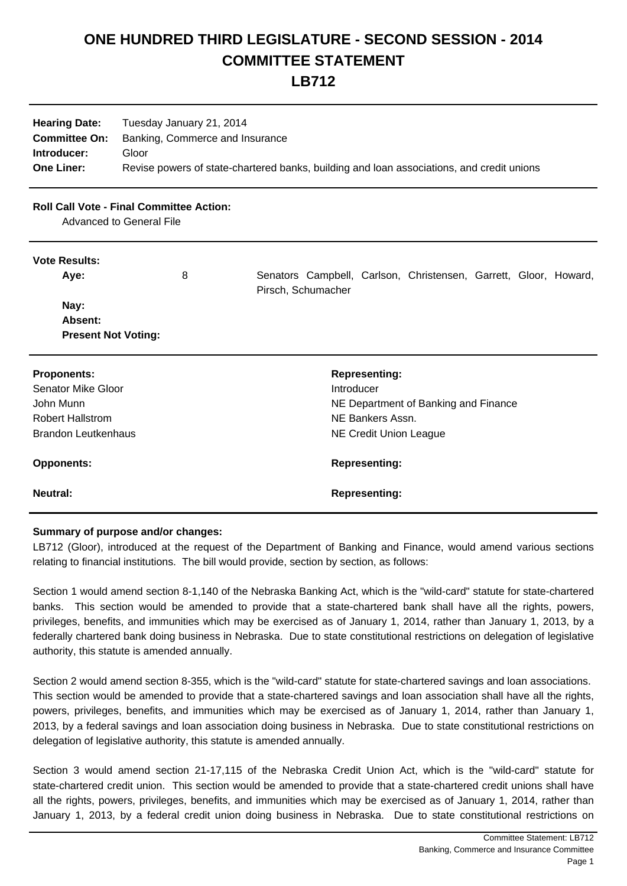# ONE HUNDRED THIRD LEGISLATURE - SECOND SESSION - 2014
# COMMITTEE STATEMENT
# LB712

**Hearing Date:** Tuesday January 21, 2014
**Committee On:** Banking, Commerce and Insurance
**Introducer:** Gloor
**One Liner:** Revise powers of state-chartered banks, building and loan associations, and credit unions

**Roll Call Vote - Final Committee Action:**
Advanced to General File

**Vote Results:**

| | | |
|---|---|---|
| **Aye:** | 8 | Senators Campbell, Carlson, Christensen, Garrett, Gloor, Howard, Pirsch, Schumacher |
| **Nay:** | | |
| **Absent:** | | |
| **Present Not Voting:** | | |

| **Proponents:** | **Representing:** |
|---|---|
| Senator Mike Gloor | Introducer |
| John Munn | NE Department of Banking and Finance |
| Robert Hallstrom | NE Bankers Assn. |
| Brandon Leutkenhaus | NE Credit Union League |

| **Opponents:** | **Representing:** |
|---|---|

| **Neutral:** | **Representing:** |
|---|---|

**Summary of purpose and/or changes:**

LB712 (Gloor), introduced at the request of the Department of Banking and Finance, would amend various sections relating to financial institutions. The bill would provide, section by section, as follows:

Section 1 would amend section 8-1,140 of the Nebraska Banking Act, which is the "wild-card" statute for state-chartered banks. This section would be amended to provide that a state-chartered bank shall have all the rights, powers, privileges, benefits, and immunities which may be exercised as of January 1, 2014, rather than January 1, 2013, by a federally chartered bank doing business in Nebraska. Due to state constitutional restrictions on delegation of legislative authority, this statute is amended annually.

Section 2 would amend section 8-355, which is the "wild-card" statute for state-chartered savings and loan associations. This section would be amended to provide that a state-chartered savings and loan association shall have all the rights, powers, privileges, benefits, and immunities which may be exercised as of January 1, 2014, rather than January 1, 2013, by a federal savings and loan association doing business in Nebraska. Due to state constitutional restrictions on delegation of legislative authority, this statute is amended annually.

Section 3 would amend section 21-17,115 of the Nebraska Credit Union Act, which is the "wild-card" statute for state-chartered credit union. This section would be amended to provide that a state-chartered credit unions shall have all the rights, powers, privileges, benefits, and immunities which may be exercised as of January 1, 2014, rather than January 1, 2013, by a federal credit union doing business in Nebraska. Due to state constitutional restrictions on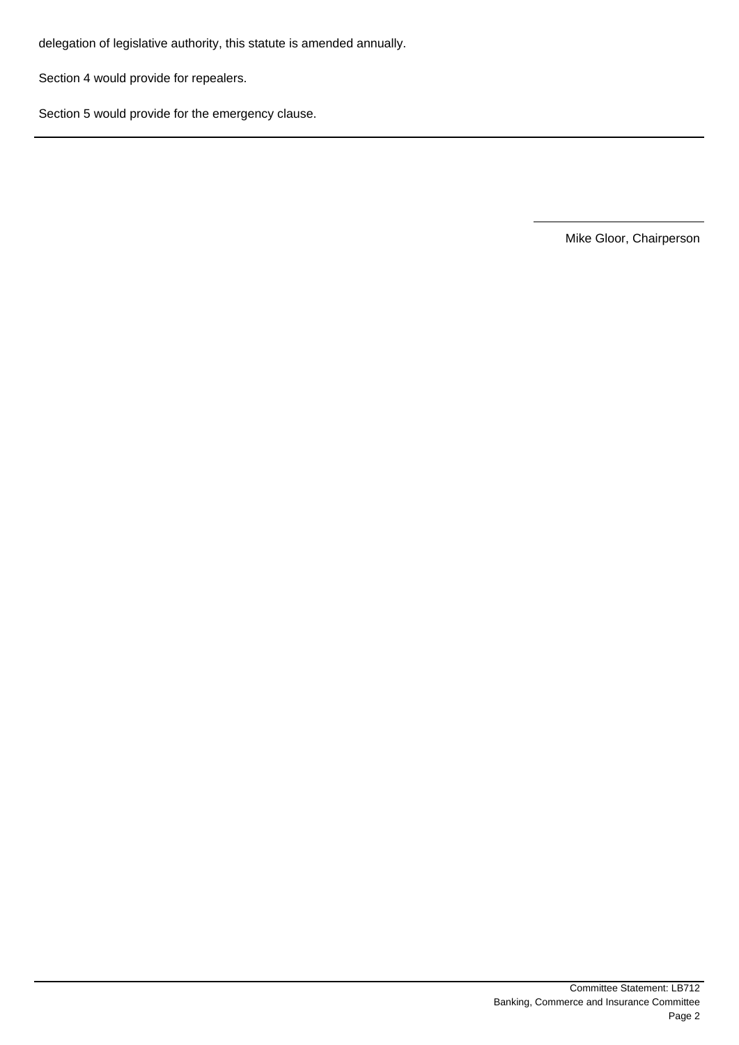delegation of legislative authority, this statute is amended annually.

Section 4 would provide for repealers.

Section 5 would provide for the emergency clause.

---

Mike Gloor, Chairperson